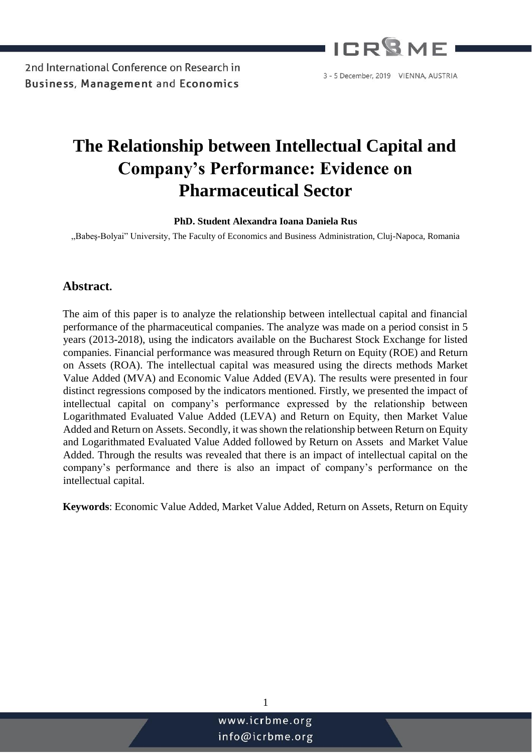# The Relationship between Intellectual Capital and Company's Performance: Evidence on Pharmaceutical Sector

**PhD. Student Alexandra Ioana Daniela Rus**

„Babeş-Bolyai" University, The Faculty of Economics and Business Administration, Cluj-Napoca, Romania

## Abstract.

The aim of this paper is to analyze the relationship between intellectual capital and financial performance of the pharmaceutical companies. The analyze was made on a period consist in 5 years (2013-2018), using the indicators available on the Bucharest Stock Exchange for listed companies. Financial performance was measured through Return on Equity (ROE) and Return on Assets (ROA). The intellectual capital was measured using the directs methods Market Value Added (MVA) and Economic Value Added (EVA). The results were presented in four distinct regressions composed by the indicators mentioned. Firstly, we presented the impact of intellectual capital on company's performance expressed by the relationship between Logarithmated Evaluated Value Added (LEVA) and Return on Equity, then Market Value Added and Return on Assets. Secondly, it was shown the relationship between Return on Equity and Logarithmated Evaluated Value Added followed by Return on Assets and Market Value Added. Through the results was revealed that there is an impact of intellectual capital on the company's performance and there is also an impact of company's performance on the intellectual capital.

**Keywords**: Economic Value Added, Market Value Added, Return on Assets, Return on Equity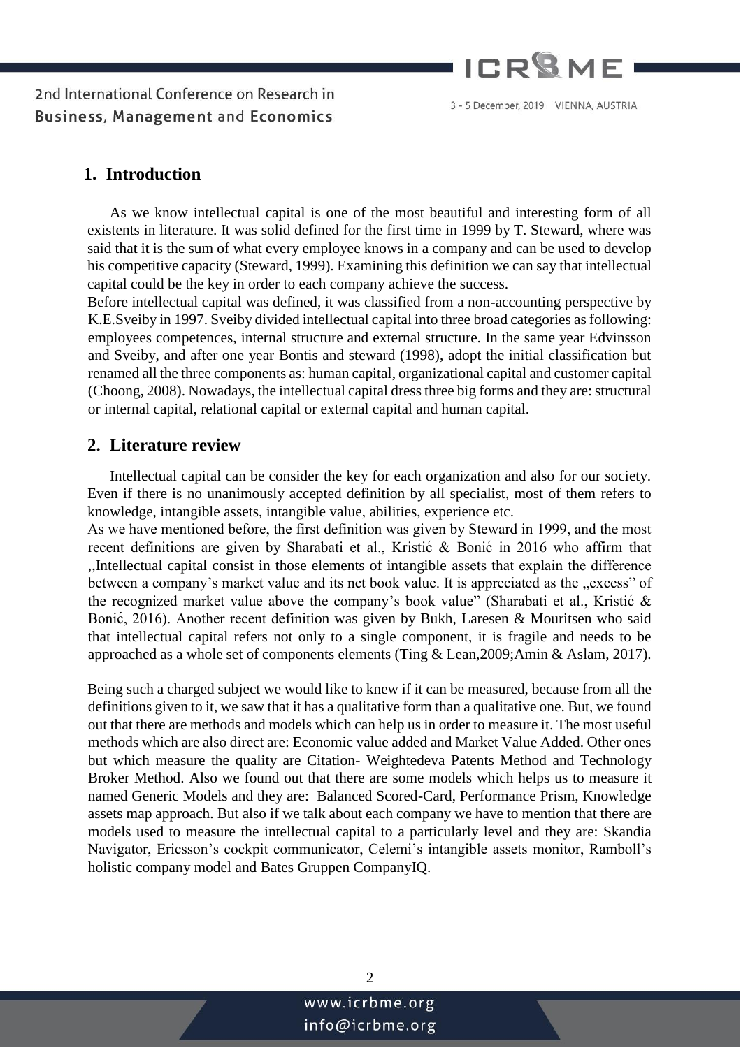## 1. Introduction

As we know intellectual capital is one of the most beautiful and interesting form of all existents in literature. It was solid defined for the first time in 1999 by T. Steward, where was said that it is the sum of what every employee knows in a company and can be used to develop his competitive capacity (Steward, 1999). Examining this definition we can say that intellectual capital could be the key in order to each company achieve the success.
Before intellectual capital was defined, it was classified from a non-accounting perspective by K.E.Sveiby in 1997. Sveiby divided intellectual capital into three broad categories as following: employees competences, internal structure and external structure. In the same year Edvinsson and Sveiby, and after one year Bontis and steward (1998), adopt the initial classification but renamed all the three components as: human capital, organizational capital and customer capital (Choong, 2008). Nowadays, the intellectual capital dress three big forms and they are: structural or internal capital, relational capital or external capital and human capital.

## 2. Literature review

Intellectual capital can be consider the key for each organization and also for our society. Even if there is no unanimously accepted definition by all specialist, most of them refers to knowledge, intangible assets, intangible value, abilities, experience etc.
As we have mentioned before, the first definition was given by Steward in 1999, and the most recent definitions are given by Sharabati et al., Kristić & Bonić in 2016 who affirm that ,,Intellectual capital consist in those elements of intangible assets that explain the difference between a company's market value and its net book value. It is appreciated as the „excess" of the recognized market value above the company's book value" (Sharabati et al., Kristić & Bonić, 2016). Another recent definition was given by Bukh, Laresen & Mouritsen who said that intellectual capital refers not only to a single component, it is fragile and needs to be approached as a whole set of components elements (Ting & Lean,2009;Amin & Aslam, 2017).

Being such a charged subject we would like to knew if it can be measured, because from all the definitions given to it, we saw that it has a qualitative form than a qualitative one. But, we found out that there are methods and models which can help us in order to measure it. The most useful methods which are also direct are: Economic value added and Market Value Added. Other ones but which measure the quality are Citation- Weightedeva Patents Method and Technology Broker Method. Also we found out that there are some models which helps us to measure it named Generic Models and they are: Balanced Scored-Card, Performance Prism, Knowledge assets map approach. But also if we talk about each company we have to mention that there are models used to measure the intellectual capital to a particularly level and they are: Skandia Navigator, Ericsson's cockpit communicator, Celemi's intangible assets monitor, Ramboll's holistic company model and Bates Gruppen CompanyIQ.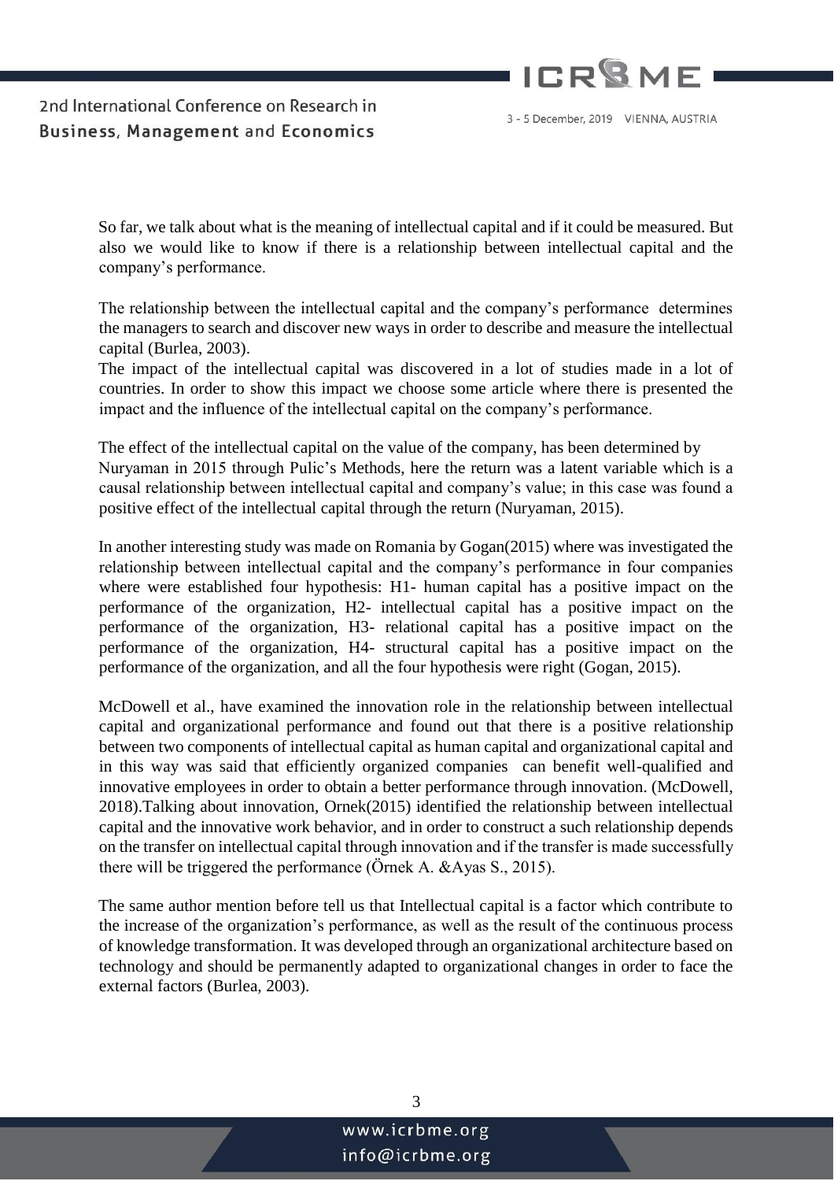So far, we talk about what is the meaning of intellectual capital and if it could be measured. But also we would like to know if there is a relationship between intellectual capital and the company's performance.

The relationship between the intellectual capital and the company's performance determines the managers to search and discover new ways in order to describe and measure the intellectual capital (Burlea, 2003).

The impact of the intellectual capital was discovered in a lot of studies made in a lot of countries. In order to show this impact we choose some article where there is presented the impact and the influence of the intellectual capital on the company's performance.

The effect of the intellectual capital on the value of the company, has been determined by Nuryaman in 2015 through Pulic's Methods, here the return was a latent variable which is a causal relationship between intellectual capital and company's value; in this case was found a positive effect of the intellectual capital through the return (Nuryaman, 2015).

In another interesting study was made on Romania by Gogan(2015) where was investigated the relationship between intellectual capital and the company's performance in four companies where were established four hypothesis: H1- human capital has a positive impact on the performance of the organization, H2- intellectual capital has a positive impact on the performance of the organization, H3- relational capital has a positive impact on the performance of the organization, H4- structural capital has a positive impact on the performance of the organization, and all the four hypothesis were right (Gogan, 2015).

McDowell et al., have examined the innovation role in the relationship between intellectual capital and organizational performance and found out that there is a positive relationship between two components of intellectual capital as human capital and organizational capital and in this way was said that efficiently organized companies can benefit well-qualified and innovative employees in order to obtain a better performance through innovation. (McDowell, 2018).Talking about innovation, Ornek(2015) identified the relationship between intellectual capital and the innovative work behavior, and in order to construct a such relationship depends on the transfer on intellectual capital through innovation and if the transfer is made successfully there will be triggered the performance (Örnek A. &Ayas S., 2015).

The same author mention before tell us that Intellectual capital is a factor which contribute to the increase of the organization's performance, as well as the result of the continuous process of knowledge transformation. It was developed through an organizational architecture based on technology and should be permanently adapted to organizational changes in order to face the external factors (Burlea, 2003).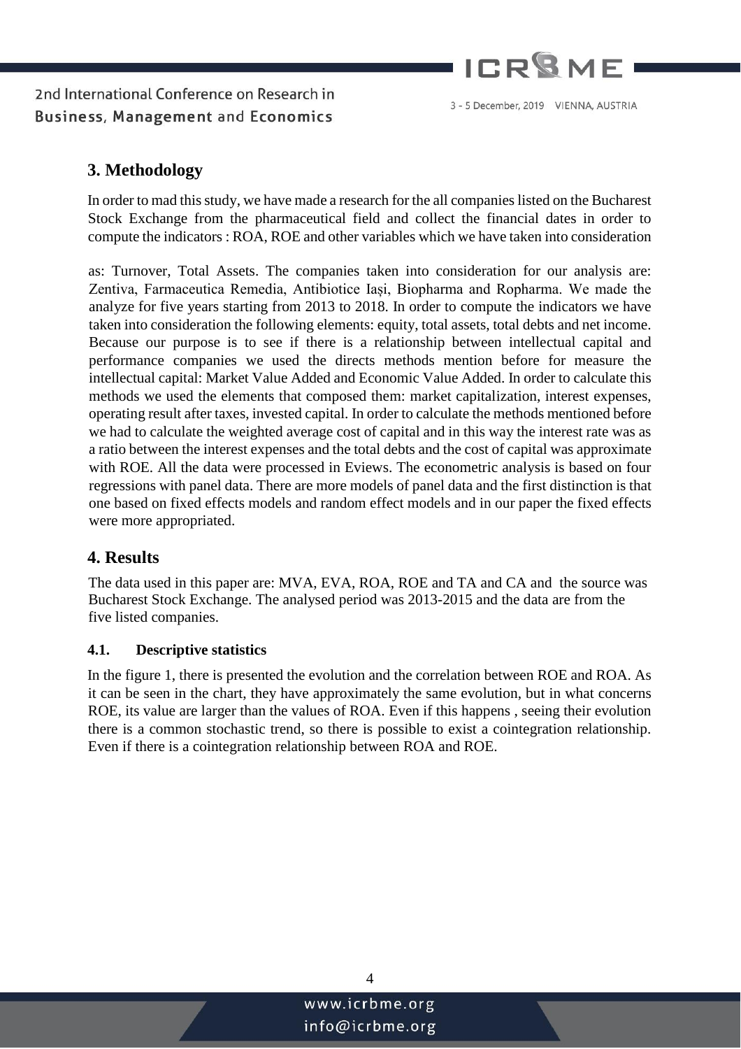## 3. Methodology

In order to mad this study, we have made a research for the all companies listed on the Bucharest Stock Exchange from the pharmaceutical field and collect the financial dates in order to compute the indicators : ROA, ROE and other variables which we have taken into consideration

as: Turnover, Total Assets. The companies taken into consideration for our analysis are: Zentiva, Farmaceutica Remedia, Antibiotice Iași, Biopharma and Ropharma. We made the analyze for five years starting from 2013 to 2018. In order to compute the indicators we have taken into consideration the following elements: equity, total assets, total debts and net income. Because our purpose is to see if there is a relationship between intellectual capital and performance companies we used the directs methods mention before for measure the intellectual capital: Market Value Added and Economic Value Added. In order to calculate this methods we used the elements that composed them: market capitalization, interest expenses, operating result after taxes, invested capital. In order to calculate the methods mentioned before we had to calculate the weighted average cost of capital and in this way the interest rate was as a ratio between the interest expenses and the total debts and the cost of capital was approximate with ROE. All the data were processed in Eviews. The econometric analysis is based on four regressions with panel data. There are more models of panel data and the first distinction is that one based on fixed effects models and random effect models and in our paper the fixed effects were more appropriated.

## 4. Results

The data used in this paper are: MVA, EVA, ROA, ROE and TA and CA and the source was Bucharest Stock Exchange. The analysed period was 2013-2015 and the data are from the five listed companies.

### 4.1. Descriptive statistics

In the figure 1, there is presented the evolution and the correlation between ROE and ROA. As it can be seen in the chart, they have approximately the same evolution, but in what concerns ROE, its value are larger than the values of ROA. Even if this happens , seeing their evolution there is a common stochastic trend, so there is possible to exist a cointegration relationship. Even if there is a cointegration relationship between ROA and ROE.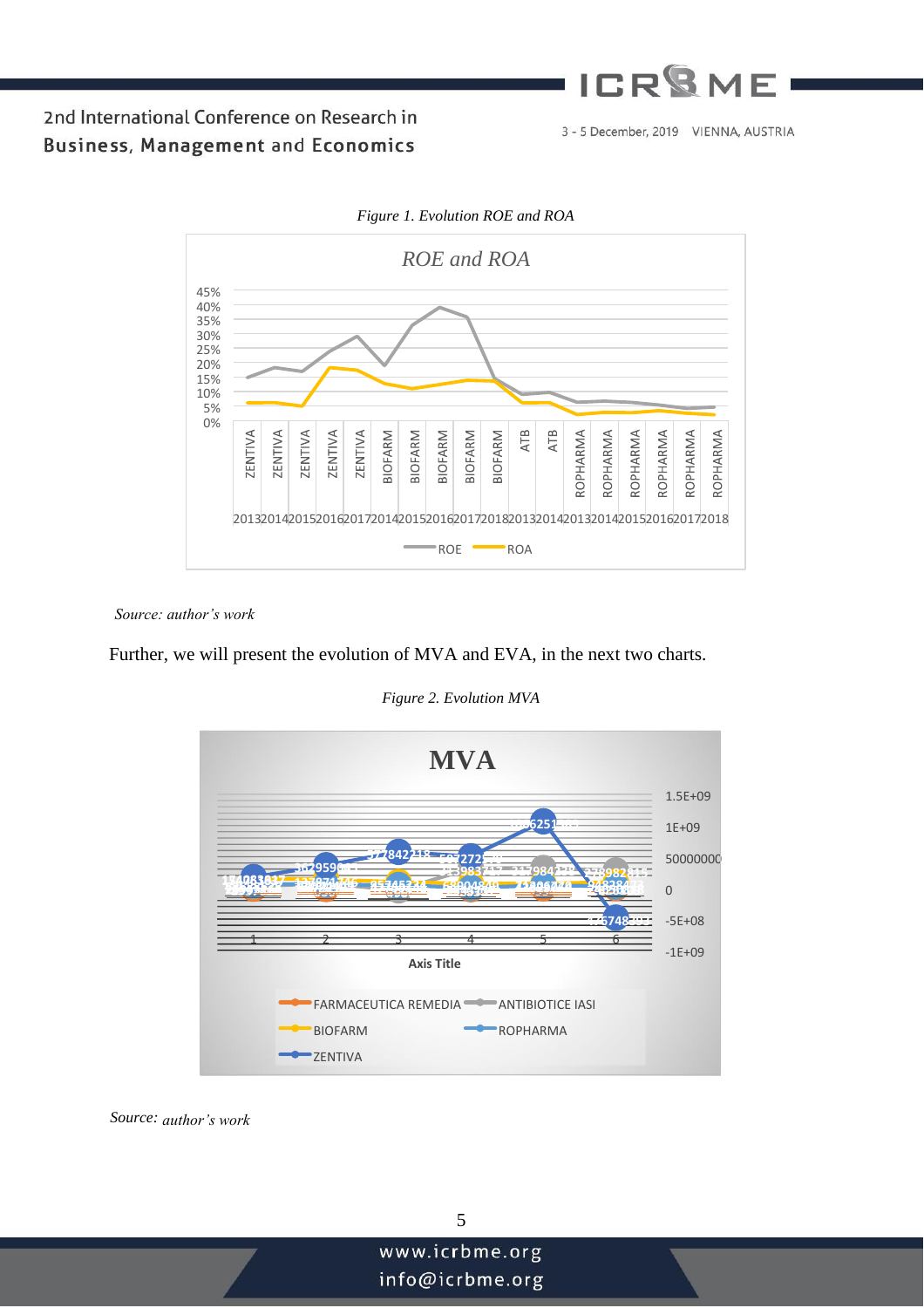*Figure 1. Evolution ROE and ROA*

*Source: author's work*

Further, we will present the evolution of MVA and EVA, in the next two charts.

*Figure 2. Evolution MVA*

*Source: author's work*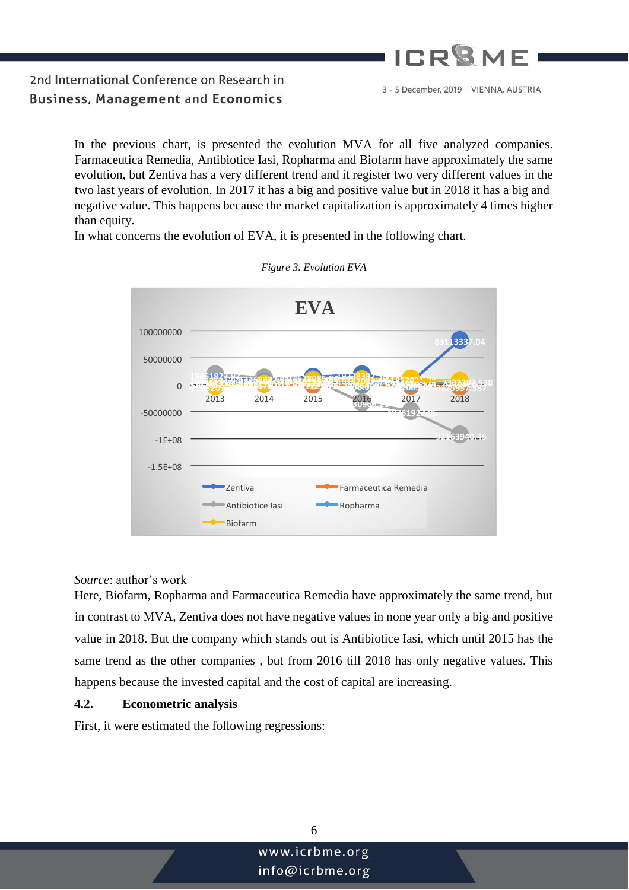In the previous chart, is presented the evolution MVA for all five analyzed companies. Farmaceutica Remedia, Antibiotice Iasi, Ropharma and Biofarm have approximately the same evolution, but Zentiva has a very different trend and it register two very different values in the two last years of evolution. In 2017 it has a big and positive value but in 2018 it has a big and negative value. This happens because the market capitalization is approximately 4 times higher than equity.

In what concerns the evolution of EVA, it is presented in the following chart.

*Figure 3. Evolution EVA*

*Source*: author's work

Here, Biofarm, Ropharma and Farmaceutica Remedia have approximately the same trend, but in contrast to MVA, Zentiva does not have negative values in none year only a big and positive value in 2018. But the company which stands out is Antibiotice Iasi, which until 2015 has the same trend as the other companies , but from 2016 till 2018 has only negative values. This happens because the invested capital and the cost of capital are increasing.

## 4.2. Econometric analysis

First, it were estimated the following regressions: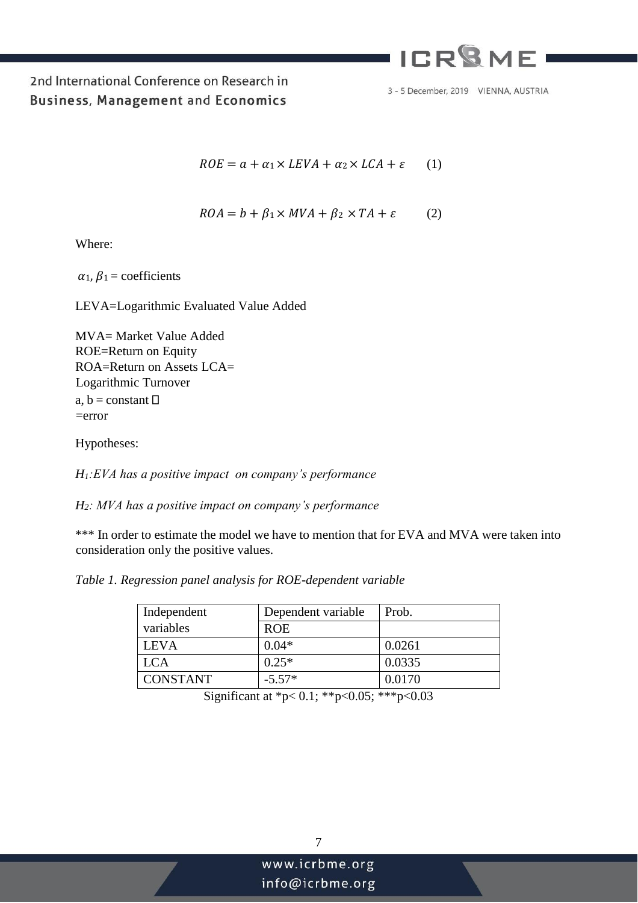$$ROE = a + \alpha_1 \times LEVA + \alpha_2 \times LCA + \varepsilon \qquad (1)$$

$$ROA = b + \beta_1 \times MVA + \beta_2 \times TA + \varepsilon \qquad (2)$$

Where:

$\alpha_1$, $\beta_1$ = coefficients

LEVA=Logarithmic Evaluated Value Added

MVA= Market Value Added
ROE=Return on Equity
ROA=Return on Assets LCA=
Logarithmic Turnover
a, b = constant 
=error

Hypotheses:

*$H_1$:EVA has a positive impact on company's performance*

*$H_2$: MVA has a positive impact on company's performance*

*** In order to estimate the model we have to mention that for EVA and MVA were taken into consideration only the positive values.

*Table 1. Regression panel analysis for ROE-dependent variable*

| Independent variables | Dependent variable ROE | Prob. |
|---|---|---|
| LEVA | 0.04* | 0.0261 |
| LCA | 0.25* | 0.0335 |
| CONSTANT | -5.57* | 0.0170 |

Significant at *$p< 0.1$; **$p<0.05$; ***$p<0.03$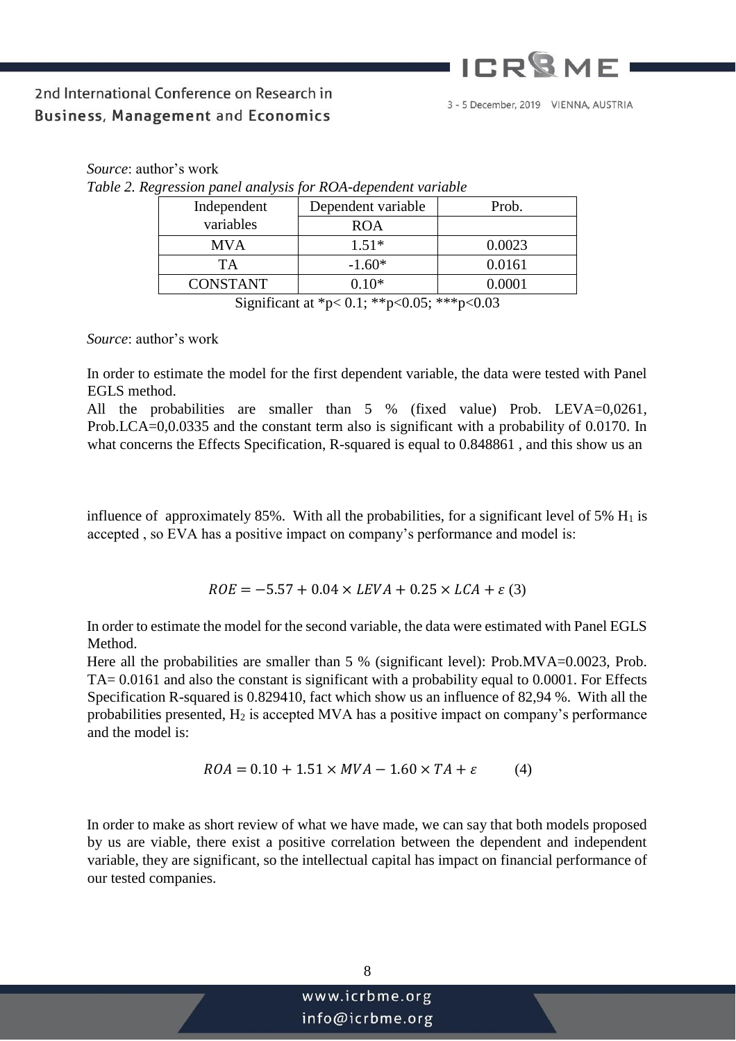*Source*: author's work

*Table 2. Regression panel analysis for ROA-dependent variable*

| Independent variables | Dependent variable | Prob. |
|---|---|---|
| | ROA | |
| MVA | 1.51* | 0.0023 |
| TA | -1.60* | 0.0161 |
| CONSTANT | 0.10* | 0.0001 |

Significant at $*p< 0.1$; $**p<0.05$; $***p<0.03$

*Source*: author's work

In order to estimate the model for the first dependent variable, the data were tested with Panel EGLS method.

All the probabilities are smaller than 5 % (fixed value) Prob. LEVA=0,0261, Prob.LCA=0,0.0335 and the constant term also is significant with a probability of 0.0170. In what concerns the Effects Specification, R-squared is equal to 0.848861 , and this show us an influence of approximately 85%. With all the probabilities, for a significant level of 5% $H_1$ is accepted , so EVA has a positive impact on company's performance and model is:

$$ROE = -5.57 + 0.04 \times LEVA + 0.25 \times LCA + \varepsilon \quad (3)$$

In order to estimate the model for the second variable, the data were estimated with Panel EGLS Method.

Here all the probabilities are smaller than 5 % (significant level): Prob.MVA=0.0023, Prob. TA= 0.0161 and also the constant is significant with a probability equal to 0.0001. For Effects Specification R-squared is 0.829410, fact which show us an influence of 82,94 %. With all the probabilities presented, $H_2$ is accepted MVA has a positive impact on company's performance and the model is:

$$ROA = 0.10 + 1.51 \times MVA - 1.60 \times TA + \varepsilon \qquad (4)$$

In order to make as short review of what we have made, we can say that both models proposed by us are viable, there exist a positive correlation between the dependent and independent variable, they are significant, so the intellectual capital has impact on financial performance of our tested companies.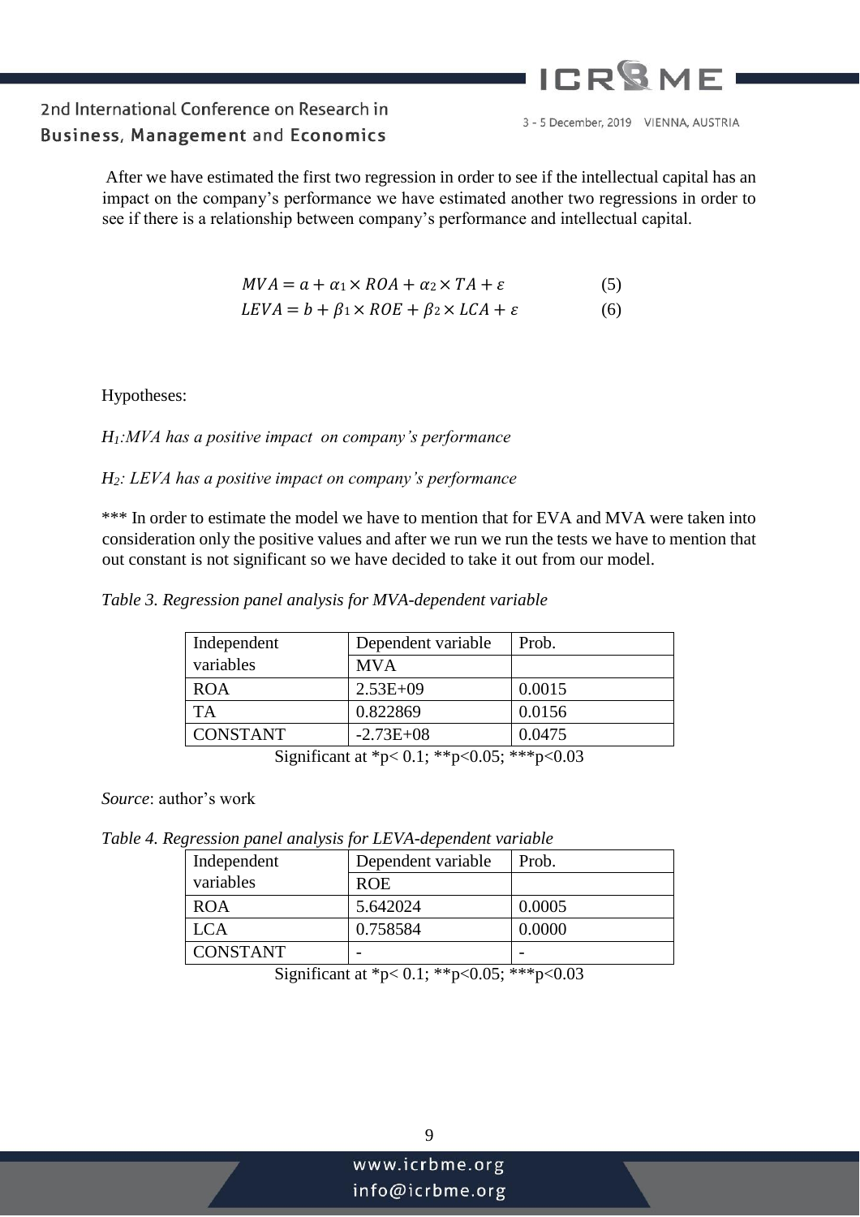After we have estimated the first two regression in order to see if the intellectual capital has an impact on the company's performance we have estimated another two regressions in order to see if there is a relationship between company's performance and intellectual capital.

$$MVA = a + \alpha_1 \times ROA + \alpha_2 \times TA + \varepsilon \qquad (5)$$

$$LEVA = b + \beta_1 \times ROE + \beta_2 \times LCA + \varepsilon \qquad (6)$$

Hypotheses:

*$H_1$:MVA has a positive impact on company's performance*

*$H_2$: LEVA has a positive impact on company's performance*

*** In order to estimate the model we have to mention that for EVA and MVA were taken into consideration only the positive values and after we run we run the tests we have to mention that out constant is not significant so we have decided to take it out from our model.

*Table 3. Regression panel analysis for MVA-dependent variable*

| Independent variables | Dependent variable | Prob. |
|---|---|---|
| | MVA | |
| ROA | 2.53E+09 | 0.0015 |
| TA | 0.822869 | 0.0156 |
| CONSTANT | -2.73E+08 | 0.0475 |

Significant at $^{*}p< 0.1$; $^{**}p<0.05$; $^{***}p<0.03$

*Source*: author's work

*Table 4. Regression panel analysis for LEVA-dependent variable*

| Independent variables | Dependent variable | Prob. |
|---|---|---|
| | ROE | |
| ROA | 5.642024 | 0.0005 |
| LCA | 0.758584 | 0.0000 |
| CONSTANT | - | - |

Significant at $^{*}p< 0.1$; $^{**}p<0.05$; $^{***}p<0.03$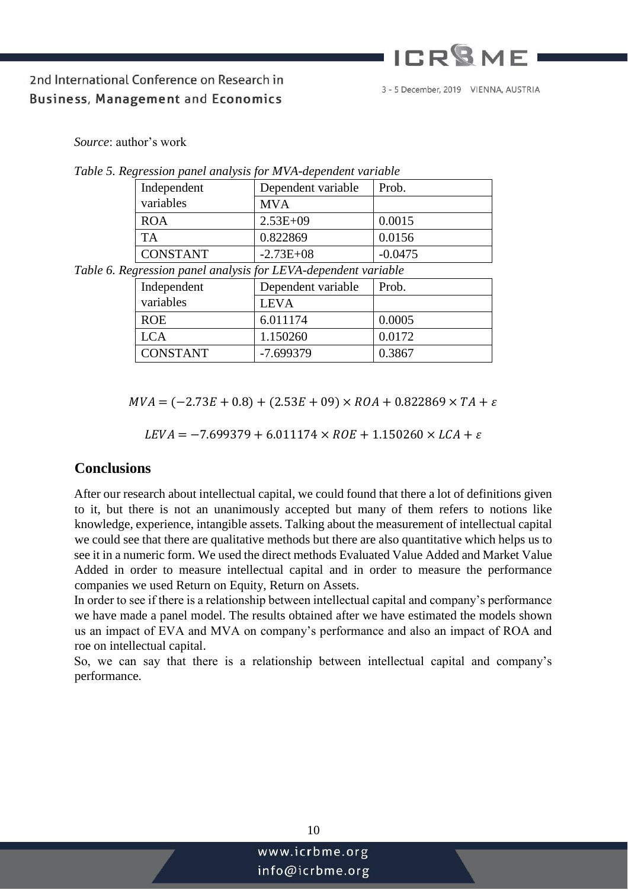*Source*: author's work

*Table 5. Regression panel analysis for MVA-dependent variable*

| Independent variables | Dependent variable | Prob. |
|---|---|---|
| | MVA | |
| ROA | 2.53E+09 | 0.0015 |
| TA | 0.822869 | 0.0156 |
| CONSTANT | -2.73E+08 | -0.0475 |

*Table 6. Regression panel analysis for LEVA-dependent variable*

| Independent variables | Dependent variable | Prob. |
|---|---|---|
| | LEVA | |
| ROE | 6.011174 | 0.0005 |
| LCA | 1.150260 | 0.0172 |
| CONSTANT | -7.699379 | 0.3867 |

$$MVA = (-2.73E + 0.8) + (2.53E + 09) \times ROA + 0.822869 \times TA + \varepsilon$$

$$LEVA = -7.699379 + 6.011174 \times ROE + 1.150260 \times LCA + \varepsilon$$

## Conclusions

After our research about intellectual capital, we could found that there a lot of definitions given to it, but there is not an unanimously accepted but many of them refers to notions like knowledge, experience, intangible assets. Talking about the measurement of intellectual capital we could see that there are qualitative methods but there are also quantitative which helps us to see it in a numeric form. We used the direct methods Evaluated Value Added and Market Value Added in order to measure intellectual capital and in order to measure the performance companies we used Return on Equity, Return on Assets.

In order to see if there is a relationship between intellectual capital and company's performance we have made a panel model. The results obtained after we have estimated the models shown us an impact of EVA and MVA on company's performance and also an impact of ROA and roe on intellectual capital.

So, we can say that there is a relationship between intellectual capital and company's performance.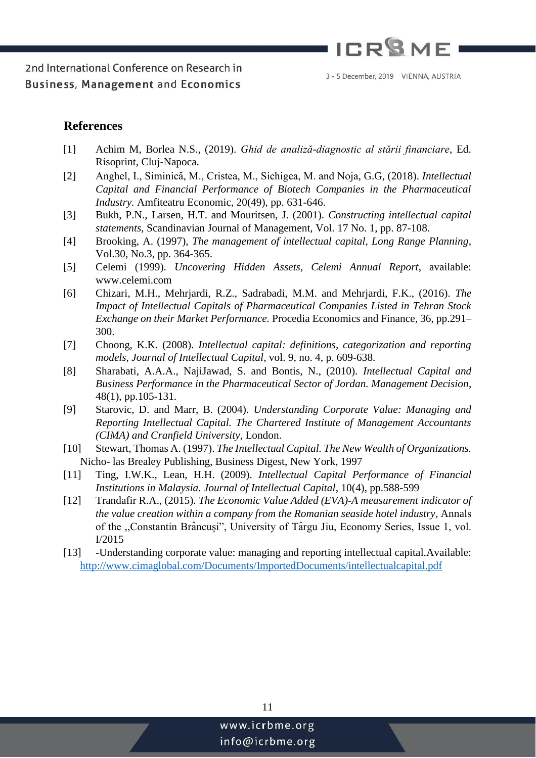## References

[1] Achim M, Borlea N.S., (2019). *Ghid de analiză-diagnostic al stării financiare*, Ed. Risoprint, Cluj-Napoca.

[2] Anghel, I., Siminică, M., Cristea, M., Sichigea, M. and Noja, G.G, (2018). *Intellectual Capital and Financial Performance of Biotech Companies in the Pharmaceutical Industry*. Amfiteatru Economic, 20(49), pp. 631-646.

[3] Bukh, P.N., Larsen, H.T. and Mouritsen, J. (2001). *Constructing intellectual capital statements*, Scandinavian Journal of Management, Vol. 17 No. 1, pp. 87-108.

[4] Brooking, A. (1997), *The management of intellectual capital*, *Long Range Planning*, Vol.30, No.3, pp. 364-365.

[5] Celemi (1999). *Uncovering Hidden Assets*, *Celemi Annual Report*, available: www.celemi.com

[6] Chizari, M.H., Mehrjardi, R.Z., Sadrabadi, M.M. and Mehrjardi, F.K., (2016). *The Impact of Intellectual Capitals of Pharmaceutical Companies Listed in Tehran Stock Exchange on their Market Performance.* Procedia Economics and Finance, 36, pp.291–300.

[7] Choong, K.K. (2008). *Intellectual capital: definitions, categorization and reporting models*, *Journal of Intellectual Capital*, vol. 9, no. 4, p. 609-638.

[8] Sharabati, A.A.A., NajiJawad, S. and Bontis, N., (2010). *Intellectual Capital and Business Performance in the Pharmaceutical Sector of Jordan. Management Decision*, 48(1), pp.105-131.

[9] Starovic, D. and Marr, B. (2004). *Understanding Corporate Value: Managing and Reporting Intellectual Capital. The Chartered Institute of Management Accountants (CIMA) and Cranfield University*, London.

[10] Stewart, Thomas A. (1997). *The Intellectual Capital. The New Wealth of Organizations.* Nicho- las Brealey Publishing, Business Digest, New York, 1997

[11] Ting, I.W.K., Lean, H.H. (2009). *Intellectual Capital Performance of Financial Institutions in Malaysia. Journal of Intellectual Capital*, 10(4), pp.588-599

[12] Trandafir R.A., (2015). *The Economic Value Added (EVA)-A measurement indicator of the value creation within a company from the Romanian seaside hotel industry*, Annals of the „Constantin Brâncuși", University of Târgu Jiu, Economy Series, Issue 1, vol. I/2015

[13] -Understanding corporate value: managing and reporting intellectual capital.Available: http://www.cimaglobal.com/Documents/ImportedDocuments/intellectualcapital.pdf